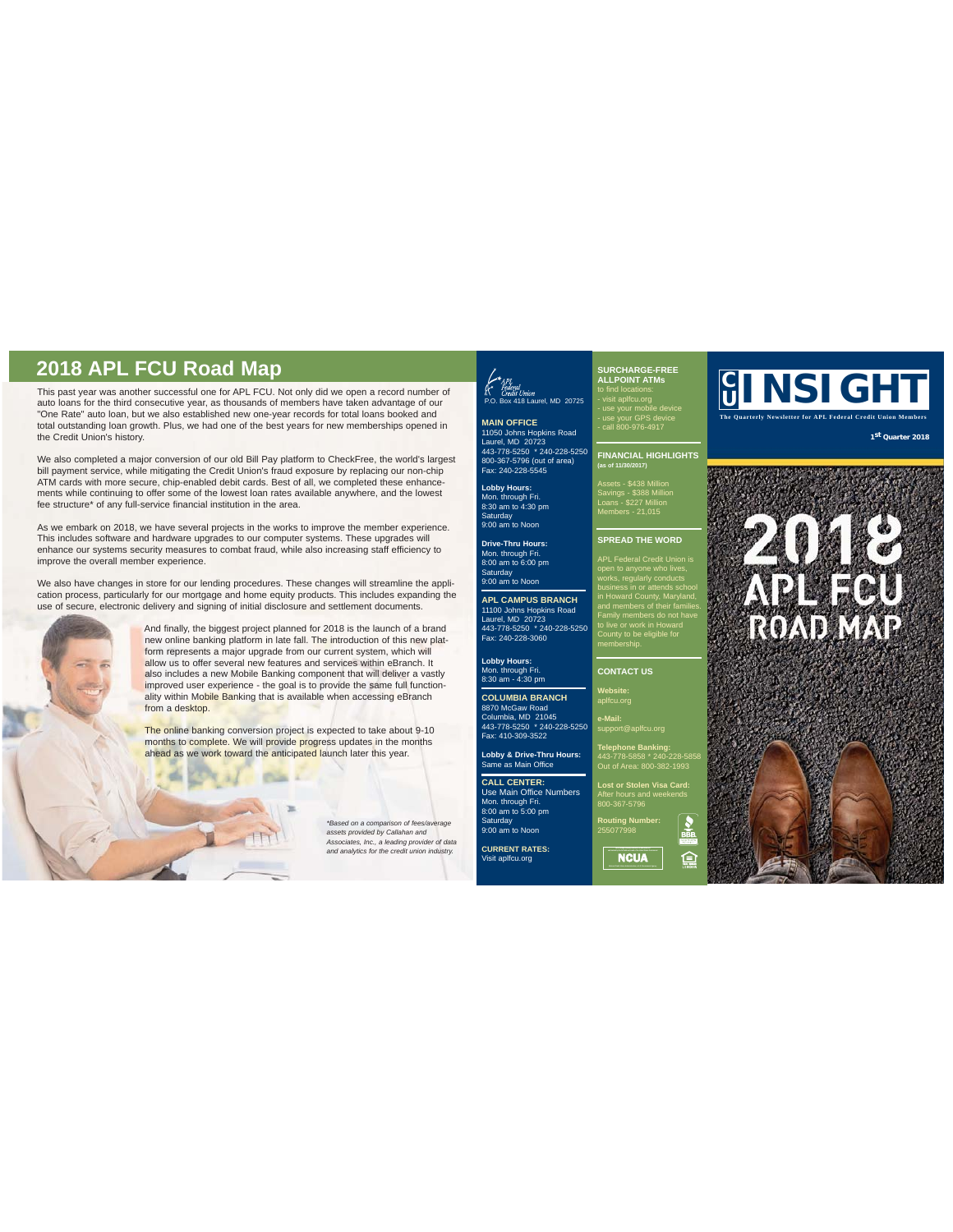## 2018 APL FCU Road Map

This past year was another successful one for APL FCU. Not only did we open a record number of auto loans for the third consecutive year, as thousands of members have taken advantage of our "One Rate" auto loan, but we also established new one-year records for total loans booked and total outstanding loan growth. Plus, we had one of the best years for new memberships opened in the Credit Union's history.

We also completed a major conversion of our old Bill Pay platform to CheckFree, the world's largest bill payment service, while mitigating the Credit Union's fraud exposure by replacing our non-chip ATM cards with more secure, chip-enabled debit cards. Best of all, we continued to offer some of the lowest loan rates available anywhere, and the lowest fee structure* of any full-service financial institution in the area.

As we embark on 2018, we have several projects in the works to improve the member experience. This includes software and hardware upgrades to our computer systems. These upgrades will enhance our systems security measures to combat fraud, while also increasing staff efficiency to improve the overall member experience.

We also have changes in store for our lending procedures. These changes will streamline the application process, particularly for our mortgage and home equity products. This includes expanding the use of secure, electronic delivery and signing of initial disclosure and settlement documents.

And finally, the biggest project planned for 2018 is the launch of a brand new online banking platform in late fall. The introduction of this new platform represents a major upgrade from our current system, which will allow us to offer several new features and services within eBranch. It also includes a new Mobile Banking component that will deliver a vastly improved user experience - the goal is to provide the same full functionality within Mobile Banking that is available when accessing eBranch from a desktop.

The online banking conversion project is expected to take about 9-10 months to complete. We will provide progress updates in the months ahead as we work toward the anticipated launch later this year.

*\*Based on a comparison of fees/average assets provided by Callahan and Associates, Inc., a leading provider of data and analytics for the credit union industry.*

APL Federal Credit Union
P.O. Box 418 Laurel, MD 20725

**MAIN OFFICE**
11050 Johns Hopkins Road
Laurel, MD 20723
443-778-5250 * 240-228-5250
800-367-5796 (out of area)
Fax: 240-228-5545

**Lobby Hours:**
Mon. through Fri.
8:30 am to 4:30 pm
Saturday
9:00 am to Noon

**Drive-Thru Hours:**
Mon. through Fri.
8:00 am to 6:00 pm
Saturday
9:00 am to Noon

**APL CAMPUS BRANCH**
11100 Johns Hopkins Road
Laurel, MD 20723
443-778-5250 * 240-228-5250
Fax: 240-228-3060

**Lobby Hours:**
Mon. through Fri.
8:30 am - 4:30 pm

**COLUMBIA BRANCH**
8870 McGaw Road
Columbia, MD 21045
443-778-5250 * 240-228-5250
Fax: 410-309-3522

**Lobby & Drive-Thru Hours:**
Same as Main Office

**CALL CENTER:**
Use Main Office Numbers
Mon. through Fri.
8:00 am to 5:00 pm
Saturday
9:00 am to Noon

**CURRENT RATES:**
Visit aplfcu.org

**SURCHARGE-FREE ALLPOINT ATMs**
to find locations:
- visit aplfcu.org
- use your mobile device
- use your GPS device
- call 800-976-4917

**FINANCIAL HIGHLIGHTS**
(as of 11/30/2017)

Assets - $438 Million
Savings - $388 Million
Loans - $227 Million
Members - 21,015

**SPREAD THE WORD**

APL Federal Credit Union is open to anyone who lives, works, regularly conducts business in or attends school in Howard County, Maryland, and members of their families. Family members do not have to live or work in Howard County to be eligible for membership.

**CONTACT US**

**Website:**
aplfcu.org

**e-Mail:**
support@aplfcu.org

**Telephone Banking:**
443-778-5858 * 240-228-5858
Out of Area: 800-382-1993

**Lost or Stolen Visa Card:**
After hours and weekends
800-367-5796

**Routing Number:**
255077998

# CU INSIGHT

The Quarterly Newsletter for APL Federal Credit Union Members

1st Quarter 2018

2018 APL FCU ROAD MAP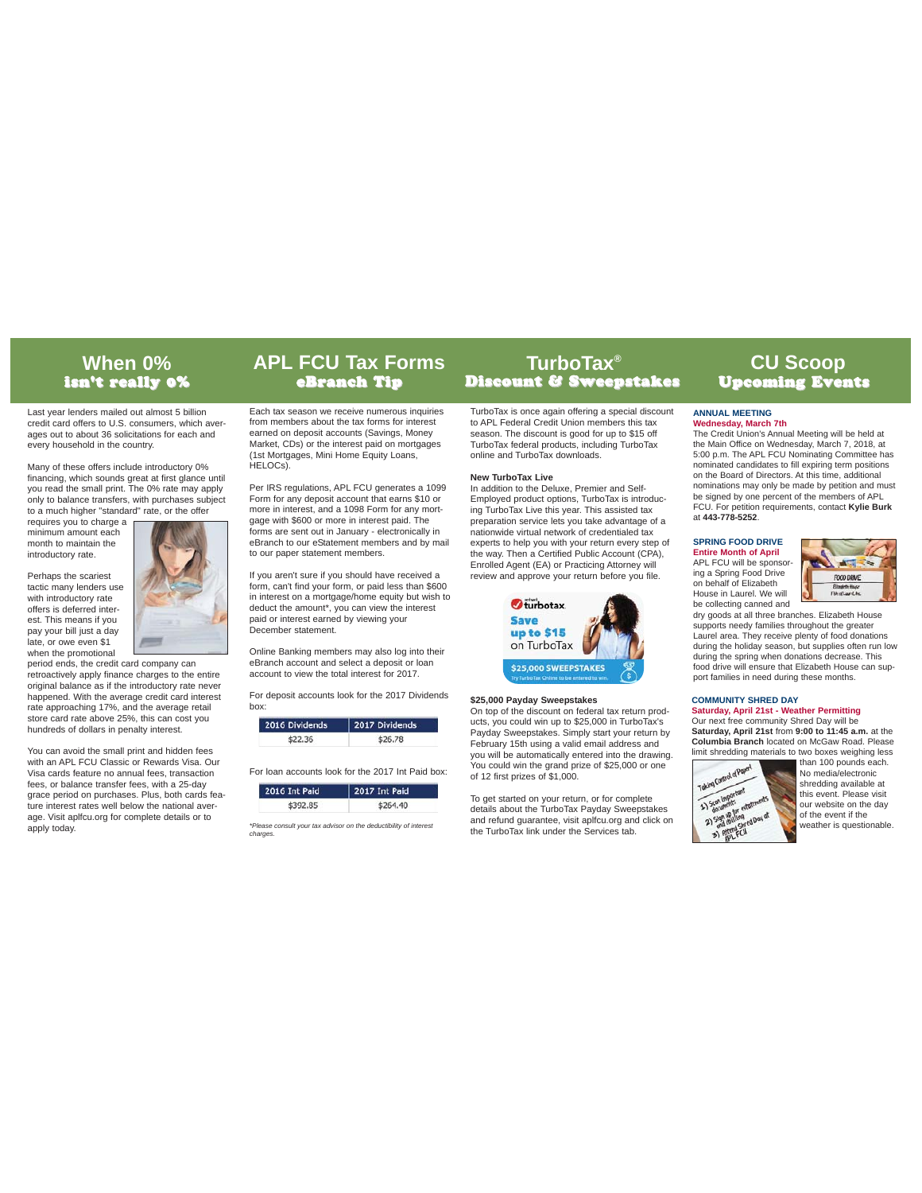## When 0% isn't really 0%

Last year lenders mailed out almost 5 billion credit card offers to U.S. consumers, which averages out to about 36 solicitations for each and every household in the country.

Many of these offers include introductory 0% financing, which sounds great at first glance until you read the small print. The 0% rate may apply only to balance transfers, with purchases subject to a much higher "standard" rate, or the offer requires you to charge a minimum amount each month to maintain the introductory rate.

Perhaps the scariest tactic many lenders use with introductory rate offers is deferred interest. This means if you pay your bill just a day late, or owe even $1 when the promotional period ends, the credit card company can retroactively apply finance charges to the entire original balance as if the introductory rate never happened. With the average credit card interest rate approaching 17%, and the average retail store card rate above 25%, this can cost you hundreds of dollars in penalty interest.

You can avoid the small print and hidden fees with an APL FCU Classic or Rewards Visa. Our Visa cards feature no annual fees, transaction fees, or balance transfer fees, with a 25-day grace period on purchases. Plus, both cards feature interest rates well below the national average. Visit aplfcu.org for complete details or to apply today.

## APL FCU Tax Forms eBranch Tip

Each tax season we receive numerous inquiries from members about the tax forms for interest earned on deposit accounts (Savings, Money Market, CDs) or the interest paid on mortgages (1st Mortgages, Mini Home Equity Loans, HELOCs).

Per IRS regulations, APL FCU generates a 1099 Form for any deposit account that earns $10 or more in interest, and a 1098 Form for any mortgage with $600 or more in interest paid. The forms are sent out in January - electronically in eBranch to our eStatement members and by mail to our paper statement members.

If you aren't sure if you should have received a form, can't find your form, or paid less than $600 in interest on a mortgage/home equity but wish to deduct the amount*, you can view the interest paid or interest earned by viewing your December statement.

Online Banking members may also log into their eBranch account and select a deposit or loan account to view the total interest for 2017.

For deposit accounts look for the 2017 Dividends box:

| 2016 Dividends | 2017 Dividends |
| --- | --- |
| $22.36 | $26.78 |

For loan accounts look for the 2017 Int Paid box:

| 2016 Int Paid | 2017 Int Paid |
| --- | --- |
| $392.85 | $264.40 |

*Please consult your tax advisor on the deductibility of interest charges.*

## TurboTax® Discount & Sweepstakes

TurboTax is once again offering a special discount to APL Federal Credit Union members this tax season. The discount is good for up to $15 off TurboTax federal products, including TurboTax online and TurboTax downloads.

**New TurboTax Live**

In addition to the Deluxe, Premier and Self-Employed product options, TurboTax is introducing TurboTax Live this year. This assisted tax preparation service lets you take advantage of a nationwide virtual network of credentialed tax experts to help you with your return every step of the way. Then a Certified Public Account (CPA), Enrolled Agent (EA) or Practicing Attorney will review and approve your return before you file.

intuit turbotax
Save up to $15 on TurboTax
$25,000 SWEEPSTAKES
Try TurboTax Online to be entered to win.

**$25,000 Payday Sweepstakes**

On top of the discount on federal tax return products, you could win up to $25,000 in TurboTax's Payday Sweepstakes. Simply start your return by February 15th using a valid email address and you will be automatically entered into the drawing. You could win the grand prize of $25,000 or one of 12 first prizes of $1,000.

To get started on your return, or for complete details about the TurboTax Payday Sweepstakes and refund guarantee, visit aplfcu.org and click on the TurboTax link under the Services tab.

## CU Scoop Upcoming Events

**ANNUAL MEETING**
**Wednesday, March 7th**

The Credit Union's Annual Meeting will be held at the Main Office on Wednesday, March 7, 2018, at 5:00 p.m. The APL FCU Nominating Committee has nominated candidates to fill expiring term positions on the Board of Directors. At this time, additional nominations may only be made by petition and must be signed by one percent of the members of APL FCU. For petition requirements, contact **Kylie Burk** at **443-778-5252**.

**SPRING FOOD DRIVE**
**Entire Month of April**

APL FCU will be sponsoring a Spring Food Drive on behalf of Elizabeth House in Laurel. We will be collecting canned and dry goods at all three branches. Elizabeth House supports needy families throughout the greater Laurel area. They receive plenty of food donations during the holiday season, but supplies often run low during the spring when donations decrease. This food drive will ensure that Elizabeth House can support families in need during these months.

**COMMUNITY SHRED DAY**
**Saturday, April 21st - Weather Permitting**

Our next free community Shred Day will be **Saturday, April 21st** from **9:00 to 11:45 a.m.** at the **Columbia Branch** located on McGaw Road. Please limit shredding materials to two boxes weighing less than 100 pounds each. No media/electronic shredding available at this event. Please visit our website on the day of the event if the weather is questionable.